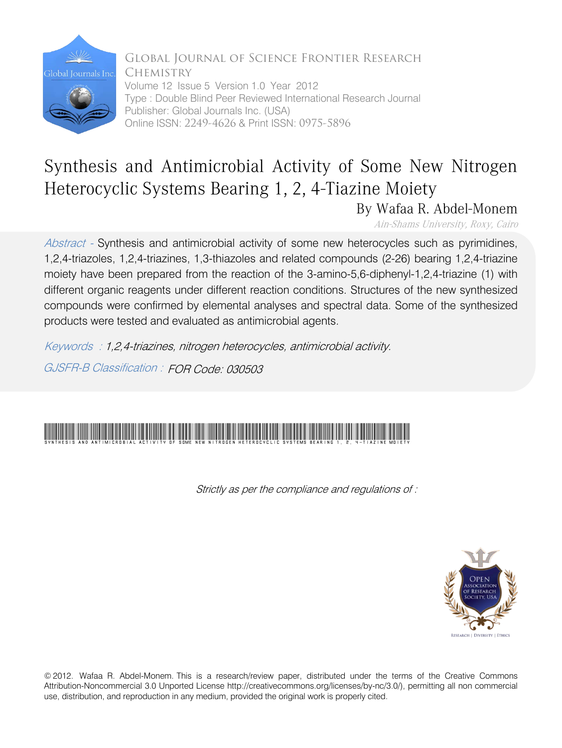Global Journal of Science Frontier Research
Chemistry
Volume 12 Issue 5 Version 1.0 Year 2012
Type : Double Blind Peer Reviewed International Research Journal
Publisher: Global Journals Inc. (USA)
Online ISSN: 2249-4626 & Print ISSN: 0975-5896

# Synthesis and Antimicrobial Activity of Some New Nitrogen Heterocyclic Systems Bearing 1, 2, 4-Tiazine Moiety

By Wafaa R. Abdel-Monem

*Ain-Shams University, Roxy, Cairo*

*Abstract -* Synthesis and antimicrobial activity of some new heterocycles such as pyrimidines, 1,2,4-triazoles, 1,2,4-triazines, 1,3-thiazoles and related compounds (2-26) bearing 1,2,4-triazine moiety have been prepared from the reaction of the 3-amino-5,6-diphenyl-1,2,4-triazine (1) with different organic reagents under different reaction conditions. Structures of the new synthesized compounds were confirmed by elemental analyses and spectral data. Some of the synthesized products were tested and evaluated as antimicrobial agents.

*Keywords : 1,2,4-triazines, nitrogen heterocycles, antimicrobial activity.*

*GJSFR-B Classification : FOR Code: 030503*

SYNTHESIS AND ANTIMICROBIAL ACTIVITY OF SOME NEW NITROGEN HETEROCYCLIC SYSTEMS BEARING 1, 2, 4-TIAZINE MOIETY

*Strictly as per the compliance and regulations of :*

© 2012. Wafaa R. Abdel-Monem. This is a research/review paper, distributed under the terms of the Creative Commons Attribution-Noncommercial 3.0 Unported License http://creativecommons.org/licenses/by-nc/3.0/), permitting all non commercial use, distribution, and reproduction in any medium, provided the original work is properly cited.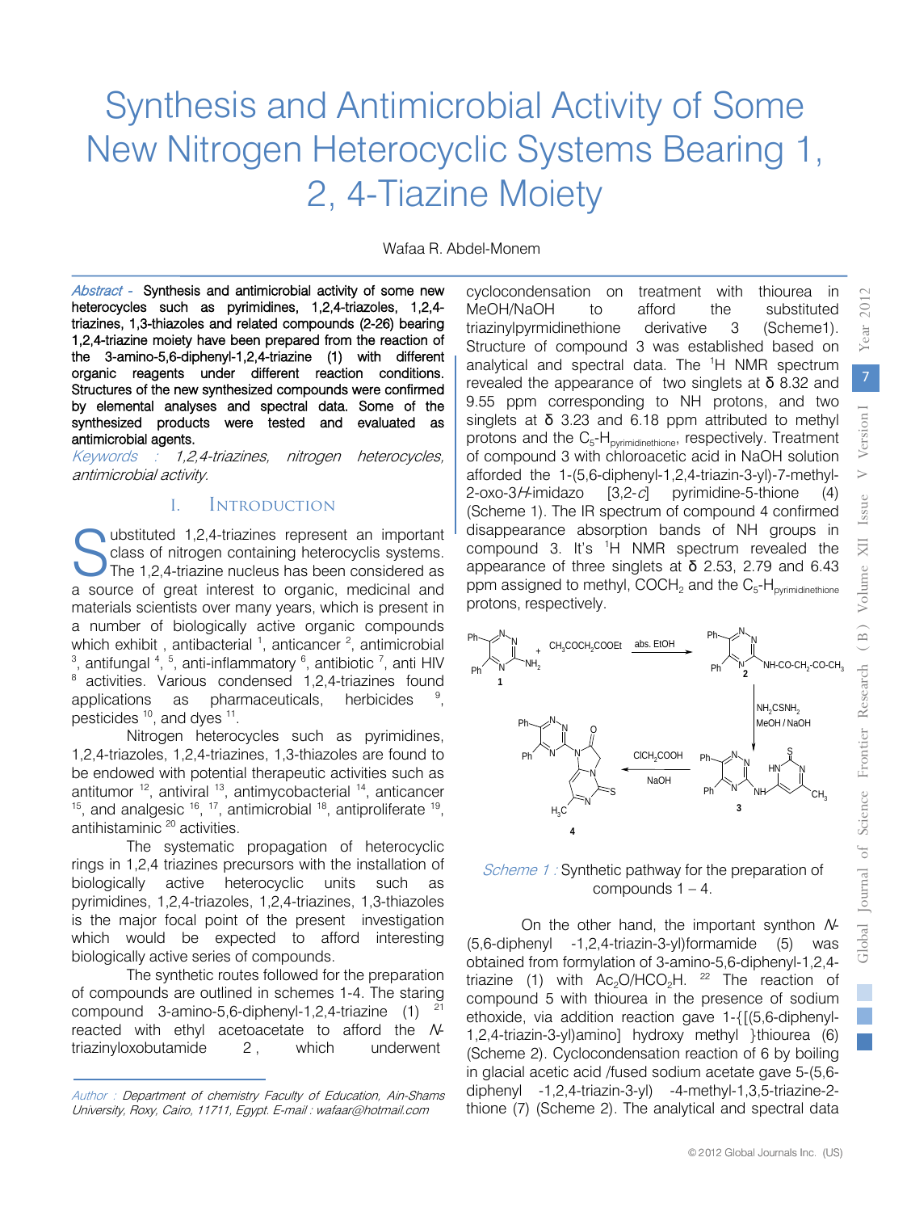# Synthesis and Antimicrobial Activity of Some New Nitrogen Heterocyclic Systems Bearing 1, 2, 4-Tiazine Moiety

Wafaa R. Abdel-Monem

*Abstract -* **Synthesis and antimicrobial activity of some new heterocycles such as pyrimidines, 1,2,4-triazoles, 1,2,4-triazines, 1,3-thiazoles and related compounds (2-26) bearing 1,2,4-triazine moiety have been prepared from the reaction of the 3-amino-5,6-diphenyl-1,2,4-triazine (1) with different organic reagents under different reaction conditions. Structures of the new synthesized compounds were confirmed by elemental analyses and spectral data. Some of the synthesized products were tested and evaluated as antimicrobial agents.**

*Keywords : 1,2,4-triazines, nitrogen heterocycles, antimicrobial activity.*

## I. Introduction

Substituted 1,2,4-triazines represent an important class of nitrogen containing heterocyclis systems. The 1,2,4-triazine nucleus has been considered as a source of great interest to organic, medicinal and materials scientists over many years, which is present in a number of biologically active organic compounds which exhibit , antibacterial [1], anticancer [2], antimicrobial [3], antifungal [4], [5], anti-inflammatory [6], antibiotic [7], anti HIV [8] activities. Various condensed 1,2,4-triazines found applications as pharmaceuticals, herbicides [9], pesticides [10], and dyes [11].

Nitrogen heterocycles such as pyrimidines, 1,2,4-triazoles, 1,2,4-triazines, 1,3-thiazoles are found to be endowed with potential therapeutic activities such as antitumor [12], antiviral [13], antimycobacterial [14], anticancer [15], and analgesic [16], [17], antimicrobial [18], antiproliferate [19], antihistaminic [20] activities.

The systematic propagation of heterocyclic rings in 1,2,4 triazines precursors with the installation of biologically active heterocyclic units such as pyrimidines, 1,2,4-triazoles, 1,2,4-triazines, 1,3-thiazoles is the major focal point of the present investigation which would be expected to afford interesting biologically active series of compounds.

The synthetic routes followed for the preparation of compounds are outlined in schemes 1-4. The staring compound 3-amino-5,6-diphenyl-1,2,4-triazine (1) [21] reacted with ethyl acetoacetate to afford the *N*-triazinyloxobutamide 2 , which underwent cyclocondensation on treatment with thiourea in MeOH/NaOH to afford the substituted triazinylpyrmidinethione derivative 3 (Scheme1). Structure of compound 3 was established based on analytical and spectral data. The $^1$H NMR spectrum revealed the appearance of two singlets at δ 8.32 and 9.55 ppm corresponding to NH protons, and two singlets at δ 3.23 and 6.18 ppm attributed to methyl protons and the $C_5$-$H_{pyrimidinethione}$, respectively. Treatment of compound 3 with chloroacetic acid in NaOH solution afforded the 1-(5,6-diphenyl-1,2,4-triazin-3-yl)-7-methyl-2-oxo-3*H*-imidazo [3,2-*c*] pyrimidine-5-thione (4) (Scheme 1). The IR spectrum of compound 4 confirmed disappearance absorption bands of NH groups in compound 3. It's $^1$H NMR spectrum revealed the appearance of three singlets at δ 2.53, 2.79 and 6.43 ppm assigned to methyl, $COCH_2$ and the $C_5$-$H_{pyrimidinethione}$ protons, respectively.

*Scheme 1 :* Synthetic pathway for the preparation of compounds 1 – 4.

On the other hand, the important synthon *N*-(5,6-diphenyl -1,2,4-triazin-3-yl)formamide (5) was obtained from formylation of 3-amino-5,6-diphenyl-1,2,4-triazine (1) with $Ac_2O/HCO_2H$. [22] The reaction of compound 5 with thiourea in the presence of sodium ethoxide, via addition reaction gave 1-{[(5,6-diphenyl-1,2,4-triazin-3-yl)amino] hydroxy methyl }thiourea (6) (Scheme 2). Cyclocondensation reaction of 6 by boiling in glacial acetic acid /fused sodium acetate gave 5-(5,6-diphenyl -1,2,4-triazin-3-yl) -4-methyl-1,3,5-triazine-2-thione (7) (Scheme 2). The analytical and spectral data

*Author : Department of chemistry Faculty of Education, Ain-Shams University, Roxy, Cairo, 11711, Egypt. E-mail : wafaar@hotmail.com*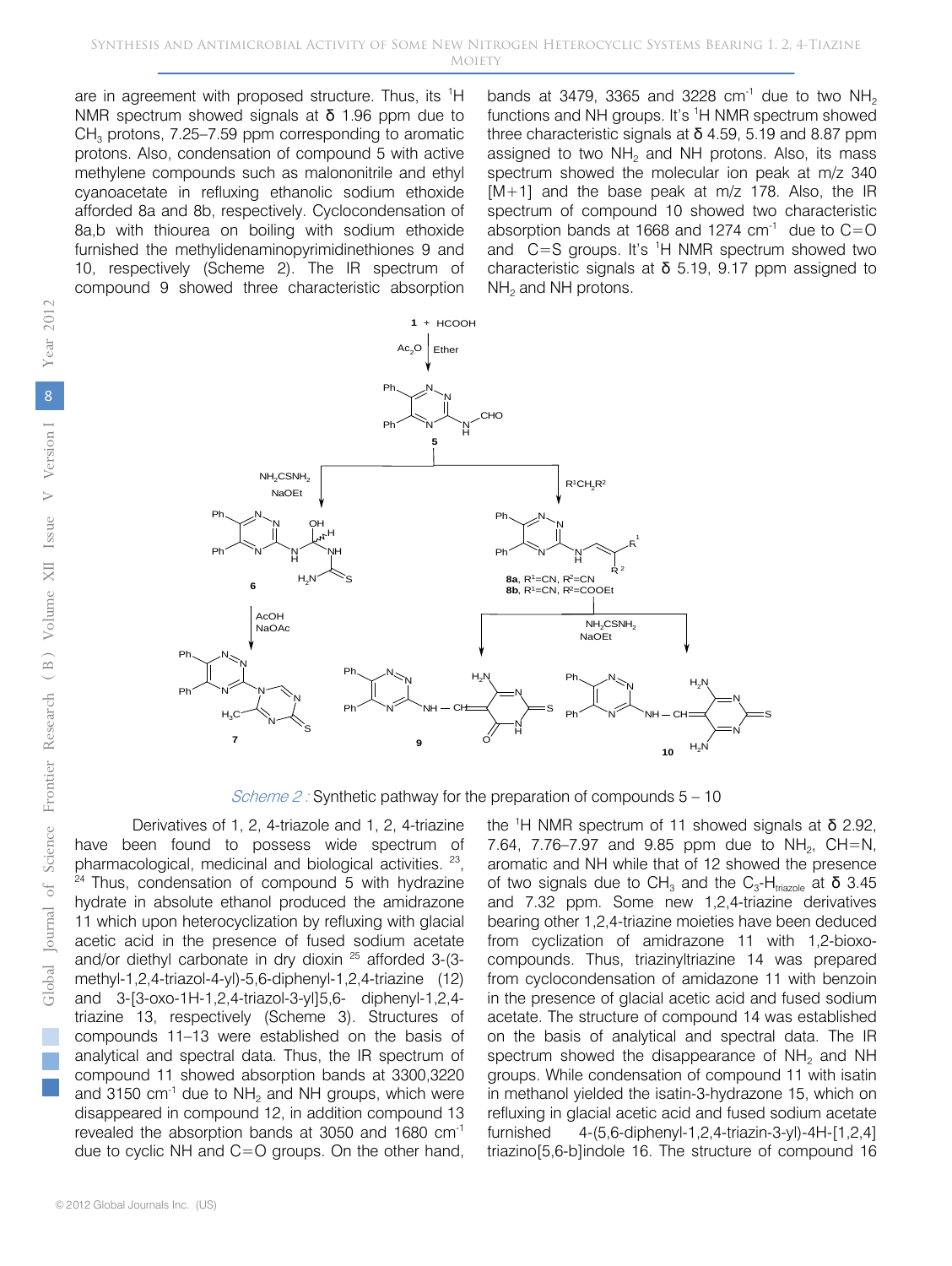are in agreement with proposed structure. Thus, its $^1H$ NMR spectrum showed signals at δ 1.96 ppm due to $CH_3$ protons, 7.25–7.59 ppm corresponding to aromatic protons. Also, condensation of compound 5 with active methylene compounds such as malononitrile and ethyl cyanoacetate in refluxing ethanolic sodium ethoxide afforded 8a and 8b, respectively. Cyclocondensation of 8a,b with thiourea on boiling with sodium ethoxide furnished the methylidenaminopyrimidinethiones 9 and 10, respectively (Scheme 2). The IR spectrum of compound 9 showed three characteristic absorption bands at 3479, 3365 and 3228 $cm^{-1}$ due to two $NH_2$ functions and NH groups. It's $^1H$ NMR spectrum showed three characteristic signals at δ 4.59, 5.19 and 8.87 ppm assigned to two $NH_2$ and NH protons. Also, its mass spectrum showed the molecular ion peak at m/z 340 [M+1] and the base peak at m/z 178. Also, the IR spectrum of compound 10 showed two characteristic absorption bands at 1668 and 1274 $cm^{-1}$ due to C=O and C=S groups. It's $^1H$ NMR spectrum showed two characteristic signals at δ 5.19, 9.17 ppm assigned to $NH_2$ and NH protons.

*Scheme 2 :* Synthetic pathway for the preparation of compounds 5 – 10

Derivatives of 1, 2, 4-triazole and 1, 2, 4-triazine have been found to possess wide spectrum of pharmacological, medicinal and biological activities. [23, 24] Thus, condensation of compound 5 with hydrazine hydrate in absolute ethanol produced the amidrazone 11 which upon heterocyclization by refluxing with glacial acetic acid in the presence of fused sodium acetate and/or diethyl carbonate in dry dioxin [25] afforded 3-(3-methyl-1,2,4-triazol-4-yl)-5,6-diphenyl-1,2,4-triazine (12) and 3-[3-oxo-1H-1,2,4-triazol-3-yl]5,6- diphenyl-1,2,4-triazine 13, respectively (Scheme 3). Structures of compounds 11–13 were established on the basis of analytical and spectral data. Thus, the IR spectrum of compound 11 showed absorption bands at 3300,3220 and 3150 $cm^{-1}$ due to $NH_2$ and NH groups, which were disappeared in compound 12, in addition compound 13 revealed the absorption bands at 3050 and 1680 $cm^{-1}$ due to cyclic NH and C=O groups. On the other hand, the $^1H$ NMR spectrum of 11 showed signals at δ 2.92, 7.64, 7.76–7.97 and 9.85 ppm due to $NH_2$, CH=N, aromatic and NH while that of 12 showed the presence of two signals due to $CH_3$ and the $C_3$-$H_{triazole}$ at δ 3.45 and 7.32 ppm. Some new 1,2,4-triazine derivatives bearing other 1,2,4-triazine moieties have been deduced from cyclization of amidrazone 11 with 1,2-bioxo-compounds. Thus, triazinyltriazine 14 was prepared from cyclocondensation of amidazone 11 with benzoin in the presence of glacial acetic acid and fused sodium acetate. The structure of compound 14 was established on the basis of analytical and spectral data. The IR spectrum showed the disappearance of $NH_2$ and NH groups. While condensation of compound 11 with isatin in methanol yielded the isatin-3-hydrazone 15, which on refluxing in glacial acetic acid and fused sodium acetate furnished 4-(5,6-diphenyl-1,2,4-triazin-3-yl)-4H-[1,2,4] triazino[5,6-b]indole 16. The structure of compound 16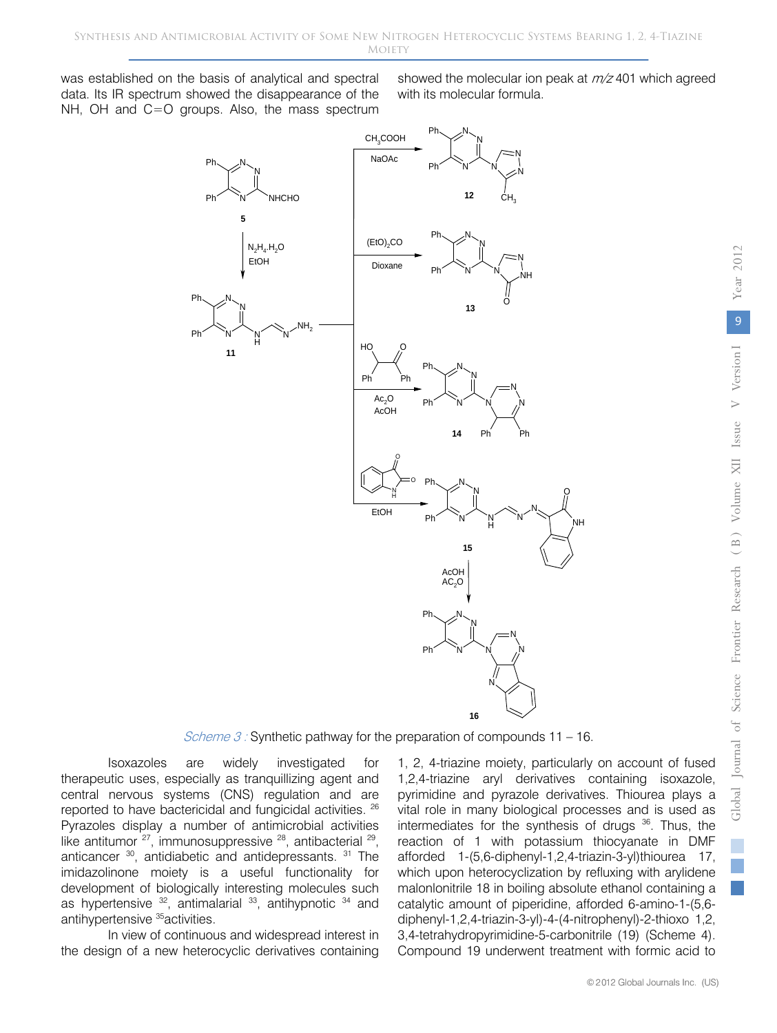was established on the basis of analytical and spectral data. Its IR spectrum showed the disappearance of the NH, OH and C=O groups. Also, the mass spectrum showed the molecular ion peak at $m/z$ 401 which agreed with its molecular formula.

*Scheme 3 :* Synthetic pathway for the preparation of compounds 11 – 16.

Isoxazoles are widely investigated for therapeutic uses, especially as tranquillizing agent and central nervous systems (CNS) regulation and are reported to have bactericidal and fungicidal activities. [26] Pyrazoles display a number of antimicrobial activities like antitumor [27], immunosuppressive [28], antibacterial [29], anticancer [30], antidiabetic and antidepressants. [31] The imidazolinone moiety is a useful functionality for development of biologically interesting molecules such as hypertensive [32], antimalarial [33], antihypnotic [34] and antihypertensive [35]activities.

In view of continuous and widespread interest in the design of a new heterocyclic derivatives containing 1, 2, 4-triazine moiety, particularly on account of fused 1,2,4-triazine aryl derivatives containing isoxazole, pyrimidine and pyrazole derivatives. Thiourea plays a vital role in many biological processes and is used as intermediates for the synthesis of drugs [36]. Thus, the reaction of 1 with potassium thiocyanate in DMF afforded 1-(5,6-diphenyl-1,2,4-triazin-3-yl)thiourea 17, which upon heterocyclization by refluxing with arylidene malonlonitrile 18 in boiling absolute ethanol containing a catalytic amount of piperidine, afforded 6-amino-1-(5,6-diphenyl-1,2,4-triazin-3-yl)-4-(4-nitrophenyl)-2-thioxo 1,2, 3,4-tetrahydropyrimidine-5-carbonitrile (19) (Scheme 4). Compound 19 underwent treatment with formic acid to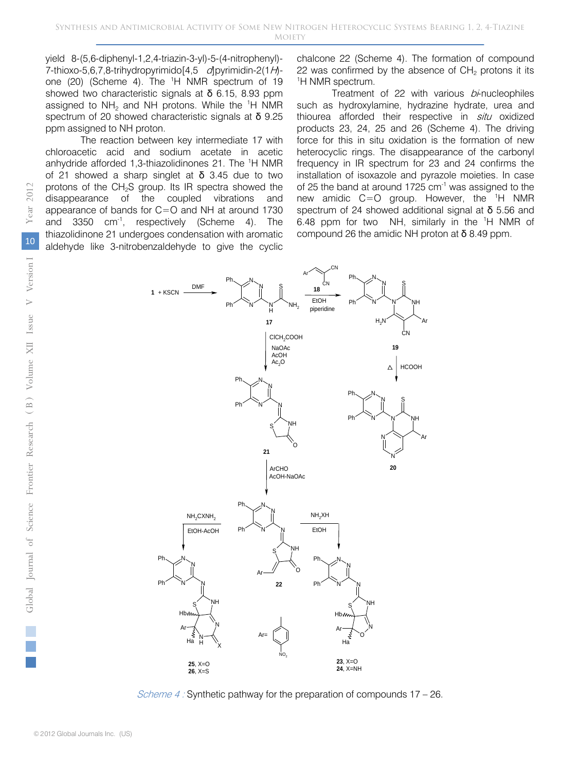yield 8-(5,6-diphenyl-1,2,4-triazin-3-yl)-5-(4-nitrophenyl)-7-thioxo-5,6,7,8-trihydropyrimido[4,5 *d*]pyrimidin-2(1*H*)-one (20) (Scheme 4). The $^1H$ NMR spectrum of 19 showed two characteristic signals at δ 6.15, 8.93 ppm assigned to $NH_2$ and NH protons. While the $^1H$ NMR spectrum of 20 showed characteristic signals at δ 9.25 ppm assigned to NH proton.

The reaction between key intermediate 17 with chloroacetic acid and sodium acetate in acetic anhydride afforded 1,3-thiazolidinones 21. The $^1H$ NMR of 21 showed a sharp singlet at δ 3.45 due to two protons of the $CH_2S$ group. Its IR spectra showed the disappearance of the coupled vibrations and appearance of bands for C=O and NH at around 1730 and 3350 $cm^{-1}$, respectively (Scheme 4). The thiazolidinone 21 undergoes condensation with aromatic aldehyde like 3-nitrobenzaldehyde to give the cyclic chalcone 22 (Scheme 4). The formation of compound 22 was confirmed by the absence of $CH_2$ protons it its $^1H$ NMR spectrum.

Treatment of 22 with various *bi*-nucleophiles such as hydroxylamine, hydrazine hydrate, urea and thiourea afforded their respective in *situ* oxidized products 23, 24, 25 and 26 (Scheme 4). The driving force for this in situ oxidation is the formation of new heterocyclic rings. The disappearance of the carbonyl frequency in IR spectrum for 23 and 24 confirms the installation of isoxazole and pyrazole moieties. In case of 25 the band at around 1725 $cm^{-1}$ was assigned to the new amidic C=O group. However, the $^1H$ NMR spectrum of 24 showed additional signal at δ 5.56 and 6.48 ppm for two NH, similarly in the $^1H$ NMR of compound 26 the amidic NH proton at δ 8.49 ppm.

*Scheme 4 :* Synthetic pathway for the preparation of compounds 17 – 26.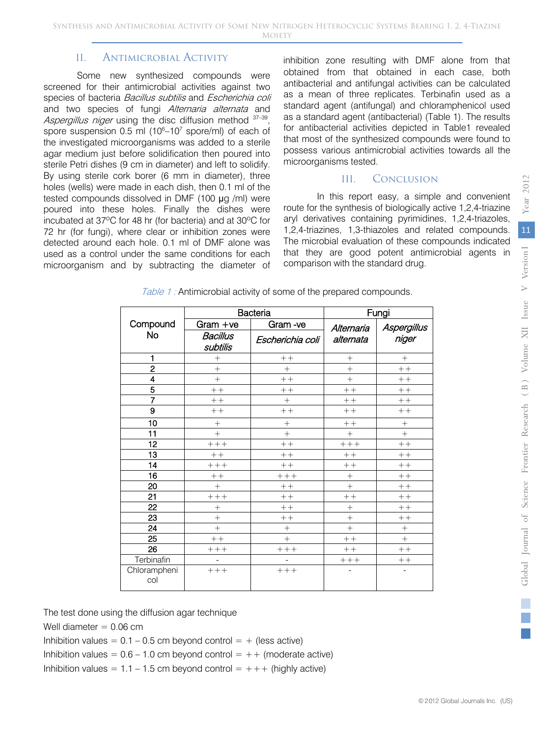## II. Antimicrobial Activity

Some new synthesized compounds were screened for their antimicrobial activities against two species of bacteria *Bacillus subtilis* and *Escherichia coli* and two species of fungi *Alternaria alternata* and *Aspergillus niger* using the disc diffusion method [37–39], spore suspension 0.5 ml ($10^6$–$10^7$ spore/ml) of each of the investigated microorganisms was added to a sterile agar medium just before solidification then poured into sterile Petri dishes (9 cm in diameter) and left to solidify. By using sterile cork borer (6 mm in diameter), three holes (wells) were made in each dish, then 0.1 ml of the tested compounds dissolved in DMF (100 μg /ml) were poured into these holes. Finally the dishes were incubated at 37°C for 48 hr (for bacteria) and at 30°C for 72 hr (for fungi), where clear or inhibition zones were detected around each hole. 0.1 ml of DMF alone was used as a control under the same conditions for each microorganism and by subtracting the diameter of inhibition zone resulting with DMF alone from that obtained from that obtained in each case, both antibacterial and antifungal activities can be calculated as a mean of three replicates. Terbinafin used as a standard agent (antifungal) and chloramphenicol used as a standard agent (antibacterial) (Table 1). The results for antibacterial activities depicted in Table1 revealed that most of the synthesized compounds were found to possess various antimicrobial activities towards all the microorganisms tested.

## III. Conclusion

In this report easy, a simple and convenient route for the synthesis of biologically active 1,2,4-triazine aryl derivatives containing pyrimidines, 1,2,4-triazoles, 1,2,4-triazines, 1,3-thiazoles and related compounds. The microbial evaluation of these compounds indicated that they are good potent antimicrobial agents in comparison with the standard drug.

*Table 1 :* Antimicrobial activity of some of the prepared compounds.

| Compound No | Bacteria | | Fungi | |
|---|---|---|---|---|
| | Gram +ve | Gram -ve | *Alternaria alternata* | *Aspergillus niger* |
| | *Bacillus subtilis* | *Escherichia coli* | | |
| 1 | + | ++ | + | + |
| 2 | + | + | + | ++ |
| 4 | + | ++ | + | ++ |
| 5 | ++ | ++ | ++ | ++ |
| 7 | ++ | + | ++ | ++ |
| 9 | ++ | ++ | ++ | ++ |
| 10 | + | + | ++ | + |
| 11 | + | + | + | + |
| 12 | +++ | ++ | +++ | ++ |
| 13 | ++ | ++ | ++ | ++ |
| 14 | +++ | ++ | ++ | ++ |
| 16 | ++ | +++ | + | ++ |
| 20 | + | ++ | + | ++ |
| 21 | +++ | ++ | ++ | ++ |
| 22 | + | ++ | + | ++ |
| 23 | + | ++ | + | ++ |
| 24 | + | + | + | + |
| 25 | ++ | + | ++ | + |
| 26 | +++ | +++ | ++ | ++ |
| Terbinafin | - | - | +++ | ++ |
| Chloramphenicol | +++ | +++ | - | - |

The test done using the diffusion agar technique

Well diameter = 0.06 cm

Inhibition values = 0.1 – 0.5 cm beyond control = + (less active)

Inhibition values = 0.6 – 1.0 cm beyond control = ++ (moderate active)

Inhibition values = 1.1 – 1.5 cm beyond control = +++ (highly active)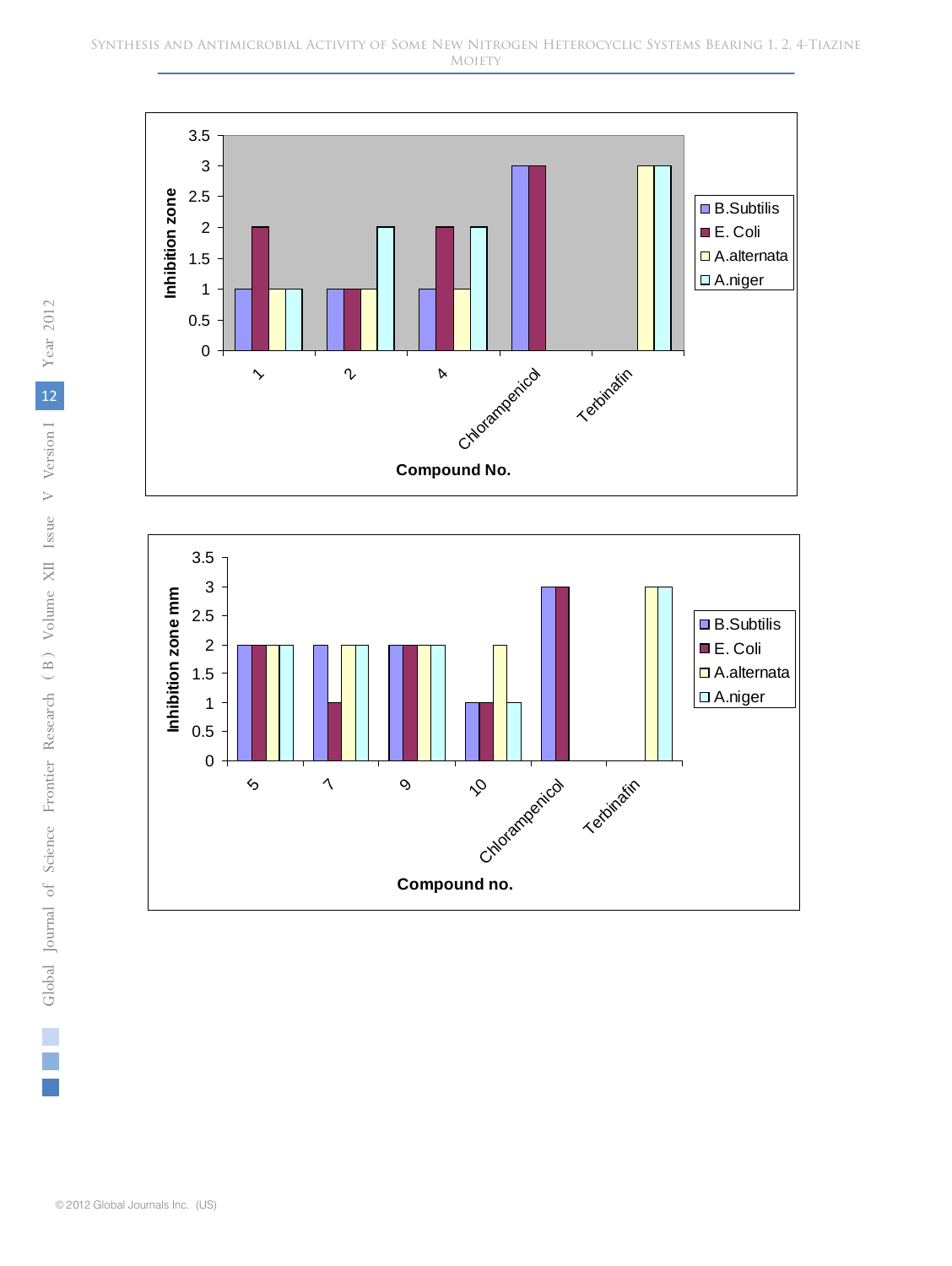| Compound No. | B.Subtilis | E. Coli | A.alternata | A.niger |
|---|---|---|---|---|
| 1 | 1 | 2 | 1 | 1 |
| 2 | 1 | 1 | 1 | 2 |
| 4 | 1 | 2 | 1 | 2 |
| Chloramphenicol | 3 | 3 | | |
| Terbinafin | | | 3 | 3 |

Y-axis: Inhibition zone

| Compound no. | B.Subtilis | E. Coli | A.alternata | A.niger |
|---|---|---|---|---|
| 5 | 2 | 2 | 2 | 2 |
| 7 | 2 | 1 | 2 | 2 |
| 9 | 2 | 2 | 2 | 2 |
| 10 | 1 | 1 | 2 | 1 |
| Chloramphenicol | 3 | 3 | | |
| Terbinafin | | | 3 | 3 |

Y-axis: Inhibition zone mm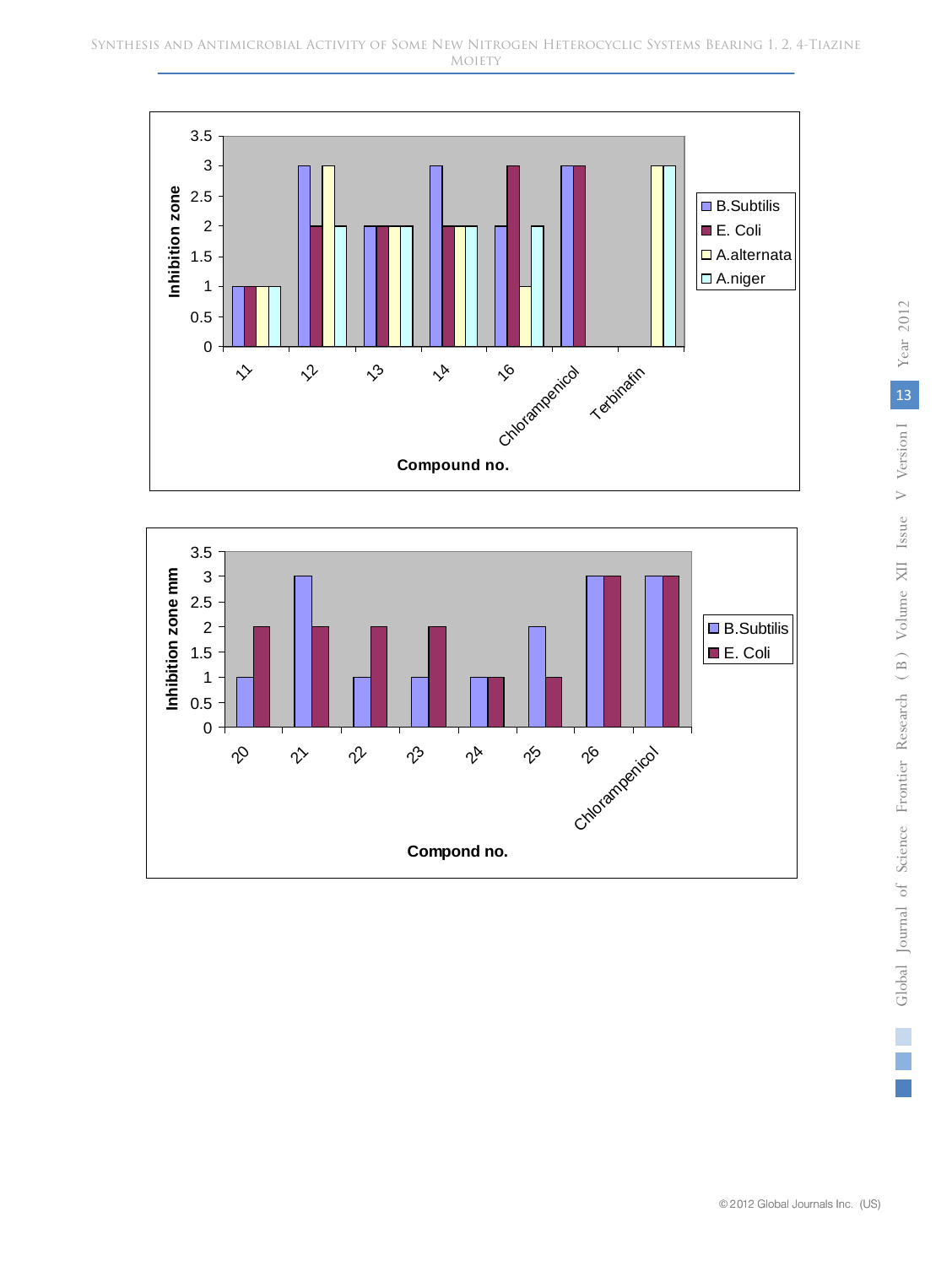| Compound no. | B.Subtilis | E. Coli | A.alternata | A.niger |
|---|---|---|---|---|
| 11 | 1 | 1 | 1 | 1 |
| 12 | 3 | 2 | 3 | 2 |
| 13 | 2 | 2 | 2 | 2 |
| 14 | 3 | 2 | 2 | 2 |
| 16 | 2 | 3 | 1 | 2 |
| Chlorampenicol | 3 | 3 | | |
| Terbinafin | | | 3 | 3 |

Inhibition zone

| Compond no. | B.Subtilis | E. Coli |
|---|---|---|
| 20 | 1 | 2 |
| 21 | 3 | 2 |
| 22 | 1 | 2 |
| 23 | 1 | 2 |
| 24 | 1 | 1 |
| 25 | 2 | 1 |
| 26 | 3 | 3 |
| Chlorampenicol | 3 | 3 |

Inhibition zone mm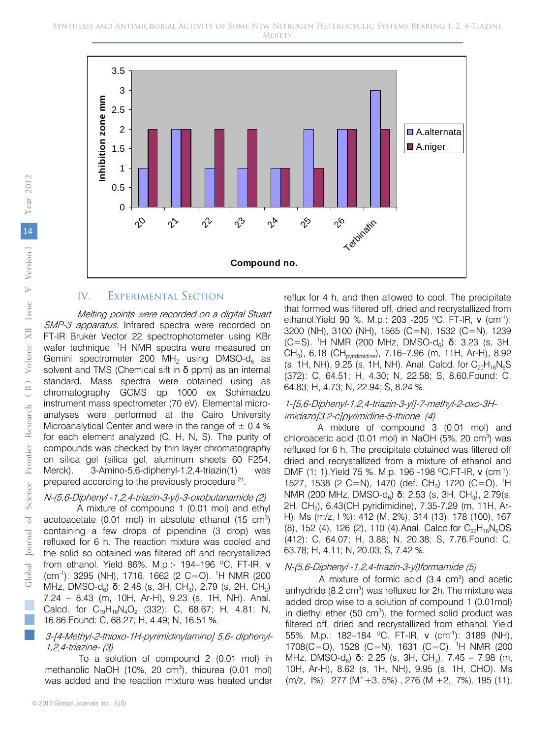## IV. Experimental Section

*Melting points were recorded on a digital Stuart SMP-3 apparatus.* Infrared spectra were recorded on FT-IR Bruker Vector 22 spectrophotometer using KBr wafer technique. $^1$H NMR spectra were measured on Gemini spectrometer 200 MH$_Z$ using DMSO-d$_6$ as solvent and TMS (Chemical shift in δ ppm) as an internal standard. Mass spectra were obtained using as chromatography GCMS qp 1000 ex Schimadzu instrument mass spectrometer (70 eV). Elemental micro-analyses were performed at the Cairo University Microanalytical Center and were in the range of ± 0.4 % for each element analyzed (C, H, N, S). The purity of compounds was checked by thin layer chromatography on silica gel (silica gel, aluminum sheets 60 F254, Merck). 3-Amino-5,6-diphenyl-1,2,4-triazin(1) was prepared according to the previously procedure [21].

*N-(5,6-Diphenyl -1,2,4-triazin-3-yl)-3-oxobutanamide (2)*

A mixture of compound 1 (0.01 mol) and ethyl acetoacetate (0.01 mol) in absolute ethanol (15 cm$^3$) containing a few drops of piperidine (3 drop) was refluxed for 6 h. The reaction mixture was cooled and the solid so obtained was filtered off and recrystallized from ethanol. Yield 86%. M.p.:- 194–196 ºC. FT-IR, ν (cm$^{-1}$): 3295 (NH), 1716, 1662 (2 C=O). $^1$H NMR (200 MHz, DMSO-d$_6$) δ: 2.48 (s, 3H, CH$_3$), 2.79 (s, 2H, CH$_2$) 7.24 – 8.43 (m, 10H, Ar-H), 9.23 (s, 1H, NH). Anal. Calcd. for $C_{19}H_{16}N_4O_2$ (332): C, 68.67; H, 4.81; N, 16.86.Found: C, 68.27; H, 4.49; N, 16.51 %.

*3-[4-Methyl-2-thioxo-1H-pyrimidinylamino] 5,6- diphenyl-1,2,4-triazine- (3)*

To a solution of compound 2 (0.01 mol) in methanolic NaOH (10%, 20 cm$^3$), thiourea (0.01 mol) was added and the reaction mixture was heated under reflux for 4 h, and then allowed to cool. The precipitate that formed was filtered off, dried and recrystallized from ethanol.Yield 90 %. M.p.: 203 -205 ºC. FT-IR, ν (cm$^{-1}$): 3200 (NH), 3100 (NH), 1565 (C=N), 1532 (C=N), 1239 (C=S). $^1$H NMR (200 MHz, DMSO-d$_6$) δ: 3.23 (s, 3H, CH$_3$), 6.18 (CH$_{pyridimidine}$), 7.16–7.96 (m, 11H, Ar-H), 8.92 (s, 1H, NH), 9.25 (s, 1H, NH). Anal. Calcd. for $C_{20}H_{16}N_6S$ (372): C, 64.51; H, 4.30; N, 22.58; S, 8.60.Found: C, 64.83; H, 4.73; N, 22.94; S, 8.24 %.

*1-[5,6-Diphenyl-1,2,4-triazin-3-yl]-7-methyl-2-oxo-3H-imidazo[3,2-c]pyrimidine-5-thione (4)*

A mixture of compound 3 (0.01 mol) and chloroacetic acid (0.01 mol) in NaOH (5%, 20 cm$^3$) was refluxed for 6 h. The precipitate obtained was filtered off dried and recrystallized from a mixture of ethanol and DMF (1: 1).Yield 75 %. M.p. 196 -198 ºC.FT-IR, ν (cm$^{-1}$): 1527, 1538 (2 C=N), 1470 (def. CH$_3$) 1720 (C=O). $^1$H NMR (200 MHz, DMSO-d$_6$) δ: 2.53 (s, 3H, CH$_3$), 2.79(s, 2H, CH$_2$), 6.43(CH pyridimidine), 7.35-7.29 (m, 11H, Ar-H). Ms (m/z, I %): 412 (M, 2%), 314 (13), 178 (100), 167 (8), 152 (4), 126 (2), 110 (4).Anal. Calcd.for $C_{22}H_{16}N_6OS$ (412): C, 64.07; H, 3.88; N, 20.38; S, 7.76.Found: C, 63.78; H, 4.11; N, 20.03; S, 7.42 %.

*N-(5,6-Diphenyl -1,2,4-triazin-3-yl)formamide (5)*

A mixture of formic acid (3.4 cm$^3$) and acetic anhydride (8.2 cm$^3$) was refluxed for 2h. The mixture was added drop wise to a solution of compound 1 (0.01mol) in diethyl ether (50 cm$^3$), the formed solid product was filtered off, dried and recrystallized from ethanol. Yield 55%. M.p.: 182–184 ºC. FT-IR, ν (cm$^{-1}$): 3189 (NH), 1708(C=O), 1528 (C=N), 1631 (C=C). $^1$H NMR (200 MHz, DMSO-d$_6$) δ: 2.25 (s, 3H, CH$_3$), 7.45 – 7.98 (m, 10H, Ar-H), 8.62 (s, 1H, NH), 9.95 (s, 1H, CHO). Ms (m/z, I%): 277 (M$^+$+3, 5%) , 276 (M +2, 7%), 195 (11),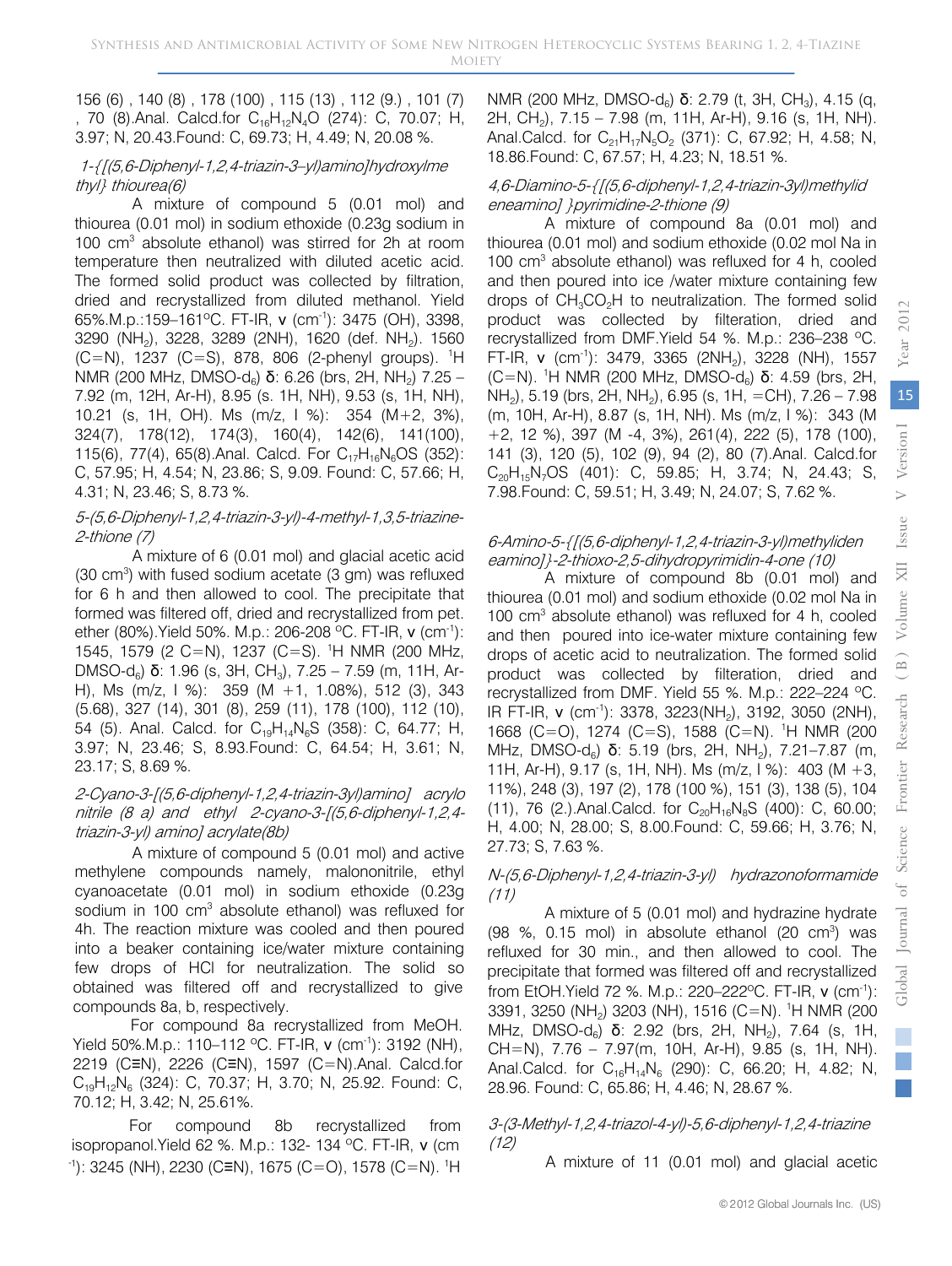156 (6) , 140 (8) , 178 (100) , 115 (13) , 112 (9.) , 101 (7) , 70 (8).Anal. Calcd.for $C_{16}H_{12}N_4O$ (274): C, 70.07; H, 3.97; N, 20.43.Found: C, 69.73; H, 4.49; N, 20.08 %.

*1-{[(5,6-Diphenyl-1,2,4-triazin-3–yl)amino]hydroxylmethyl} thiourea(6)*

A mixture of compound 5 (0.01 mol) and thiourea (0.01 mol) in sodium ethoxide (0.23g sodium in 100 $cm^3$ absolute ethanol) was stirred for 2h at room temperature then neutralized with diluted acetic acid. The formed solid product was collected by filtration, dried and recrystallized from diluted methanol. Yield 65%.M.p.:159–161°C. FT-IR, ν ($cm^{-1}$): 3475 (OH), 3398, 3290 ($NH_2$), 3228, 3289 (2NH), 1620 (def. $NH_2$). 1560 (C=N), 1237 (C=S), 878, 806 (2-phenyl groups). $^1$H NMR (200 MHz, DMSO-$d_6$) δ: 6.26 (brs, 2H, $NH_2$) 7.25 – 7.92 (m, 12H, Ar-H), 8.95 (s. 1H, NH), 9.53 (s, 1H, NH), 10.21 (s, 1H, OH). Ms (m/z, I %): 354 (M+2, 3%), 324(7), 178(12), 174(3), 160(4), 142(6), 141(100), 115(6), 77(4), 65(8).Anal. Calcd. For $C_{17}H_{16}N_6OS$ (352): C, 57.95; H, 4.54; N, 23.86; S, 9.09. Found: C, 57.66; H, 4.31; N, 23.46; S, 8.73 %.

*5-(5,6-Diphenyl-1,2,4-triazin-3-yl)-4-methyl-1,3,5-triazine-2-thione (7)*

A mixture of 6 (0.01 mol) and glacial acetic acid (30 $cm^3$) with fused sodium acetate (3 gm) was refluxed for 6 h and then allowed to cool. The precipitate that formed was filtered off, dried and recrystallized from pet. ether (80%).Yield 50%. M.p.: 206-208 °C. FT-IR, ν ($cm^{-1}$): 1545, 1579 (2 C=N), 1237 (C=S). $^1$H NMR (200 MHz, DMSO-$d_6$) δ: 1.96 (s, 3H, $CH_3$), 7.25 – 7.59 (m, 11H, Ar-H), Ms (m/z, I %): 359 (M +1, 1.08%), 512 (3), 343 (5.68), 327 (14), 301 (8), 259 (11), 178 (100), 112 (10), 54 (5). Anal. Calcd. for $C_{19}H_{14}N_6S$ (358): C, 64.77; H, 3.97; N, 23.46; S, 8.93.Found: C, 64.54; H, 3.61; N, 23.17; S, 8.69 %.

*2-Cyano-3-[(5,6-diphenyl-1,2,4-triazin-3yl)amino] acrylonitrile (8 a) and ethyl 2-cyano-3-[(5,6-diphenyl-1,2,4-triazin-3-yl) amino] acrylate(8b)*

A mixture of compound 5 (0.01 mol) and active methylene compounds namely, malononitrile, ethyl cyanoacetate (0.01 mol) in sodium ethoxide (0.23g sodium in 100 $cm^3$ absolute ethanol) was refluxed for 4h. The reaction mixture was cooled and then poured into a beaker containing ice/water mixture containing few drops of HCl for neutralization. The solid so obtained was filtered off and recrystallized to give compounds 8a, b, respectively.

For compound 8a recrystallized from MeOH. Yield 50%.M.p.: 110–112 °C. FT-IR, ν ($cm^{-1}$): 3192 (NH), 2219 (C≡N), 2226 (C≡N), 1597 (C=N).Anal. Calcd.for $C_{19}H_{12}N_6$ (324): C, 70.37; H, 3.70; N, 25.92. Found: C, 70.12; H, 3.42; N, 25.61%.

For compound 8b recrystallized from isopropanol.Yield 62 %. M.p.: 132- 134 °C. FT-IR, ν ($cm^{-1}$): 3245 (NH), 2230 (C≡N), 1675 (C=O), 1578 (C=N). $^1$H NMR (200 MHz, DMSO-$d_6$) δ: 2.79 (t, 3H, $CH_3$), 4.15 (q, 2H, $CH_2$), 7.15 – 7.98 (m, 11H, Ar-H), 9.16 (s, 1H, NH). Anal.Calcd. for $C_{21}H_{17}N_5O_2$ (371): C, 67.92; H, 4.58; N, 18.86.Found: C, 67.57; H, 4.23; N, 18.51 %.

*4,6-Diamino-5-{[(5,6-diphenyl-1,2,4-triazin-3yl)methylideneamino] }pyrimidine-2-thione (9)*

A mixture of compound 8a (0.01 mol) and thiourea (0.01 mol) and sodium ethoxide (0.02 mol Na in 100 $cm^3$ absolute ethanol) was refluxed for 4 h, cooled and then poured into ice /water mixture containing few drops of $CH_3CO_2H$ to neutralization. The formed solid product was collected by filteration, dried and recrystallized from DMF.Yield 54 %. M.p.: 236–238 °C. FT-IR, ν ($cm^{-1}$): 3479, 3365 (2$NH_2$), 3228 (NH), 1557 (C=N). $^1$H NMR (200 MHz, DMSO-$d_6$) δ: 4.59 (brs, 2H, $NH_2$), 5.19 (brs, 2H, $NH_2$), 6.95 (s, 1H, =CH), 7.26 – 7.98 (m, 10H, Ar-H), 8.87 (s, 1H, NH). Ms (m/z, I %): 343 (M +2, 12 %), 397 (M -4, 3%), 261(4), 222 (5), 178 (100), 141 (3), 120 (5), 102 (9), 94 (2), 80 (7).Anal. Calcd.for $C_{20}H_{15}N_7OS$ (401): C, 59.85; H, 3.74; N, 24.43; S, 7.98.Found: C, 59.51; H, 3.49; N, 24.07; S, 7.62 %.

*6-Amino-5-{[(5,6-diphenyl-1,2,4-triazin-3-yl)methylideneamino]}-2-thioxo-2,5-dihydropyrimidin-4-one (10)*

A mixture of compound 8b (0.01 mol) and thiourea (0.01 mol) and sodium ethoxide (0.02 mol Na in 100 $cm^3$ absolute ethanol) was refluxed for 4 h, cooled and then poured into ice-water mixture containing few drops of acetic acid to neutralization. The formed solid product was collected by filteration, dried and recrystallized from DMF. Yield 55 %. M.p.: 222–224 °C. IR FT-IR, ν ($cm^{-1}$): 3378, 3223($NH_2$), 3192, 3050 (2NH), 1668 (C=O), 1274 (C=S), 1588 (C=N). $^1$H NMR (200 MHz, DMSO-$d_6$) δ: 5.19 (brs, 2H, $NH_2$), 7.21–7.87 (m, 11H, Ar-H), 9.17 (s, 1H, NH). Ms (m/z, I %): 403 (M +3, 11%), 248 (3), 197 (2), 178 (100 %), 151 (3), 138 (5), 104 (11), 76 (2.).Anal.Calcd. for $C_{20}H_{16}N_8S$ (400): C, 60.00; H, 4.00; N, 28.00; S, 8.00.Found: C, 59.66; H, 3.76; N, 27.73; S, 7.63 %.

*N-(5,6-Diphenyl-1,2,4-triazin-3-yl) hydrazonoformamide (11)*

A mixture of 5 (0.01 mol) and hydrazine hydrate (98 %, 0.15 mol) in absolute ethanol (20 $cm^3$) was refluxed for 30 min., and then allowed to cool. The precipitate that formed was filtered off and recrystallized from EtOH.Yield 72 %. M.p.: 220–222°C. FT-IR, ν ($cm^{-1}$): 3391, 3250 ($NH_2$) 3203 (NH), 1516 (C=N). $^1$H NMR (200 MHz, DMSO-$d_6$) δ: 2.92 (brs, 2H, $NH_2$), 7.64 (s, 1H, CH=N), 7.76 – 7.97(m, 10H, Ar-H), 9.85 (s, 1H, NH). Anal.Calcd. for $C_{16}H_{14}N_6$ (290): C, 66.20; H, 4.82; N, 28.96. Found: C, 65.86; H, 4.46; N, 28.67 %.

*3-(3-Methyl-1,2,4-triazol-4-yl)-5,6-diphenyl-1,2,4-triazine (12)*

A mixture of 11 (0.01 mol) and glacial acetic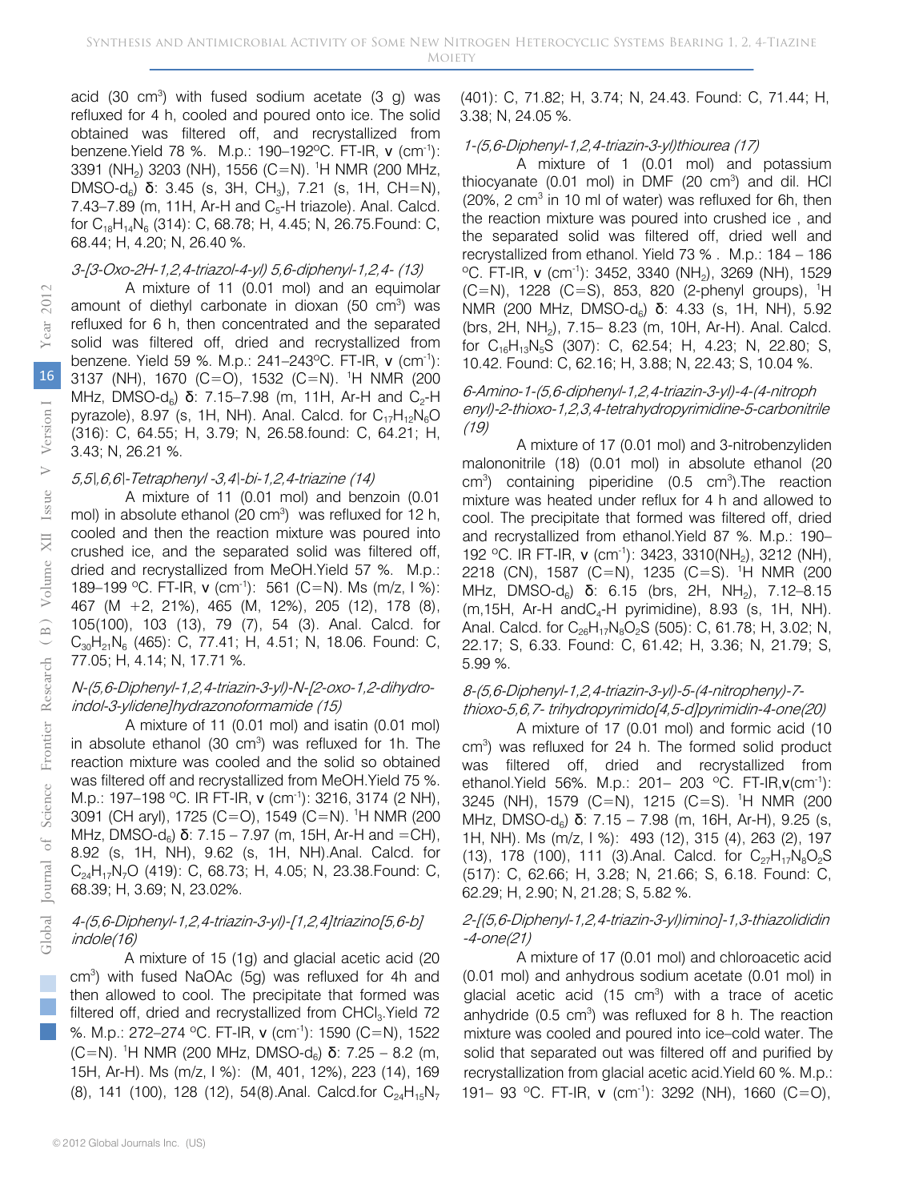acid (30 $cm^3$) with fused sodium acetate (3 g) was refluxed for 4 h, cooled and poured onto ice. The solid obtained was filtered off, and recrystallized from benzene.Yield 78 %. M.p.: 190–192°C. FT-IR, ν ($cm^{-1}$): 3391 ($NH_2$) 3203 (NH), 1556 (C=N). $^1H$ NMR (200 MHz, DMSO-$d_6$) δ: 3.45 (s, 3H, $CH_3$), 7.21 (s, 1H, CH=N), 7.43–7.89 (m, 11H, Ar-H and $C_5$-H triazole). Anal. Calcd. for $C_{18}H_{14}N_6$ (314): C, 68.78; H, 4.45; N, 26.75.Found: C, 68.44; H, 4.20; N, 26.40 %.

*3-[3-Oxo-2H-1,2,4-triazol-4-yl) 5,6-diphenyl-1,2,4- (13)*

A mixture of 11 (0.01 mol) and an equimolar amount of diethyl carbonate in dioxan (50 $cm^3$) was refluxed for 6 h, then concentrated and the separated solid was filtered off, dried and recrystallized from benzene. Yield 59 %. M.p.: 241–243°C. FT-IR, ν ($cm^{-1}$): 3137 (NH), 1670 (C=O), 1532 (C=N). $^1H$ NMR (200 MHz, DMSO-$d_6$) δ: 7.15–7.98 (m, 11H, Ar-H and $C_2$-H pyrazole), 8.97 (s, 1H, NH). Anal. Calcd. for $C_{17}H_{12}N_6O$ (316): C, 64.55; H, 3.79; N, 26.58.found: C, 64.21; H, 3.43; N, 26.21 %.

*5,5|,6,6|-Tetraphenyl -3,4|-bi-1,2,4-triazine (14)*

A mixture of 11 (0.01 mol) and benzoin (0.01 mol) in absolute ethanol (20 $cm^3$) was refluxed for 12 h, cooled and then the reaction mixture was poured into crushed ice, and the separated solid was filtered off, dried and recrystallized from MeOH.Yield 57 %. M.p.: 189–199 °C. FT-IR, ν ($cm^{-1}$): 561 (C=N). Ms (m/z, I %): 467 (M +2, 21%), 465 (M, 12%), 205 (12), 178 (8), 105(100), 103 (13), 79 (7), 54 (3). Anal. Calcd. for $C_{30}H_{21}N_6$ (465): C, 77.41; H, 4.51; N, 18.06. Found: C, 77.05; H, 4.14; N, 17.71 %.

*N-(5,6-Diphenyl-1,2,4-triazin-3-yl)-N-[2-oxo-1,2-dihydro-indol-3-ylidene]hydrazonoformamide (15)*

A mixture of 11 (0.01 mol) and isatin (0.01 mol) in absolute ethanol (30 $cm^3$) was refluxed for 1h. The reaction mixture was cooled and the solid so obtained was filtered off and recrystallized from MeOH.Yield 75 %. M.p.: 197–198 °C. IR FT-IR, ν ($cm^{-1}$): 3216, 3174 (2 NH), 3091 (CH aryl), 1725 (C=O), 1549 (C=N). $^1H$ NMR (200 MHz, DMSO-$d_6$) δ: 7.15 – 7.97 (m, 15H, Ar-H and =CH), 8.92 (s, 1H, NH), 9.62 (s, 1H, NH).Anal. Calcd. for $C_{24}H_{17}N_7O$ (419): C, 68.73; H, 4.05; N, 23.38.Found: C, 68.39; H, 3.69; N, 23.02%.

*4-(5,6-Diphenyl-1,2,4-triazin-3-yl)-[1,2,4]triazino[5,6-b]indole(16)*

A mixture of 15 (1g) and glacial acetic acid (20 $cm^3$) with fused NaOAc (5g) was refluxed for 4h and then allowed to cool. The precipitate that formed was filtered off, dried and recrystallized from $CHCl_3$.Yield 72 %. M.p.: 272–274 °C. FT-IR, ν ($cm^{-1}$): 1590 (C=N), 1522 (C=N). $^1H$ NMR (200 MHz, DMSO-$d_6$) δ: 7.25 – 8.2 (m, 15H, Ar-H). Ms (m/z, I %): (M, 401, 12%), 223 (14), 169 (8), 141 (100), 128 (12), 54(8).Anal. Calcd.for $C_{24}H_{15}N_7$ (401): C, 71.82; H, 3.74; N, 24.43. Found: C, 71.44; H, 3.38; N, 24.05 %.

*1-(5,6-Diphenyl-1,2,4-triazin-3-yl)thiourea (17)*

A mixture of 1 (0.01 mol) and potassium thiocyanate (0.01 mol) in DMF (20 $cm^3$) and dil. HCl (20%, 2 $cm^3$ in 10 ml of water) was refluxed for 6h, then the reaction mixture was poured into crushed ice , and the separated solid was filtered off, dried well and recrystallized from ethanol. Yield 73 % . M.p.: 184 – 186 °C. FT-IR, ν ($cm^{-1}$): 3452, 3340 ($NH_2$), 3269 (NH), 1529 (C=N), 1228 (C=S), 853, 820 (2-phenyl groups), $^1H$ NMR (200 MHz, DMSO-$d_6$) δ: 4.33 (s, 1H, NH), 5.92 (brs, 2H, $NH_2$), 7.15– 8.23 (m, 10H, Ar-H). Anal. Calcd. for $C_{16}H_{13}N_5S$ (307): C, 62.54; H, 4.23; N, 22.80; S, 10.42. Found: C, 62.16; H, 3.88; N, 22.43; S, 10.04 %.

*6-Amino-1-(5,6-diphenyl-1,2,4-triazin-3-yl)-4-(4-nitrophenyl)-2-thioxo-1,2,3,4-tetrahydropyrimidine-5-carbonitrile (19)*

A mixture of 17 (0.01 mol) and 3-nitrobenzyliden malononitrile (18) (0.01 mol) in absolute ethanol (20 $cm^3$) containing piperidine (0.5 $cm^3$).The reaction mixture was heated under reflux for 4 h and allowed to cool. The precipitate that formed was filtered off, dried and recrystallized from ethanol.Yield 87 %. M.p.: 190–192 °C. IR FT-IR, ν ($cm^{-1}$): 3423, 3310($NH_2$), 3212 (NH), 2218 (CN), 1587 (C=N), 1235 (C=S). $^1H$ NMR (200 MHz, DMSO-$d_6$) δ: 6.15 (brs, 2H, $NH_2$), 7.12–8.15 (m,15H, Ar-H and$C_4$-H pyrimidine), 8.93 (s, 1H, NH). Anal. Calcd. for $C_{26}H_{17}N_8O_2S$ (505): C, 61.78; H, 3.02; N, 22.17; S, 6.33. Found: C, 61.42; H, 3.36; N, 21.79; S, 5.99 %.

*8-(5,6-Diphenyl-1,2,4-triazin-3-yl)-5-(4-nitropheny)-7-thioxo-5,6,7- trihydropyrimido[4,5-d]pyrimidin-4-one(20)*

A mixture of 17 (0.01 mol) and formic acid (10 $cm^3$) was refluxed for 24 h. The formed solid product was filtered off, dried and recrystallized from ethanol.Yield 56%. M.p.: 201– 203 °C. FT-IR,ν($cm^{-1}$): 3245 (NH), 1579 (C=N), 1215 (C=S). $^1H$ NMR (200 MHz, DMSO-$d_6$) δ: 7.15 – 7.98 (m, 16H, Ar-H), 9.25 (s, 1H, NH). Ms (m/z, I %): 493 (12), 315 (4), 263 (2), 197 (13), 178 (100), 111 (3).Anal. Calcd. for $C_{27}H_{17}N_8O_2S$ (517): C, 62.66; H, 3.28; N, 21.66; S, 6.18. Found: C, 62.29; H, 2.90; N, 21.28; S, 5.82 %.

*2-[(5,6-Diphenyl-1,2,4-triazin-3-yl)imino]-1,3-thiazolididin -4-one(21)*

A mixture of 17 (0.01 mol) and chloroacetic acid (0.01 mol) and anhydrous sodium acetate (0.01 mol) in glacial acetic acid (15 $cm^3$) with a trace of acetic anhydride (0.5 $cm^3$) was refluxed for 8 h. The reaction mixture was cooled and poured into ice–cold water. The solid that separated out was filtered off and purified by recrystallization from glacial acetic acid.Yield 60 %. M.p.: 191– 93 °C. FT-IR, ν ($cm^{-1}$): 3292 (NH), 1660 (C=O),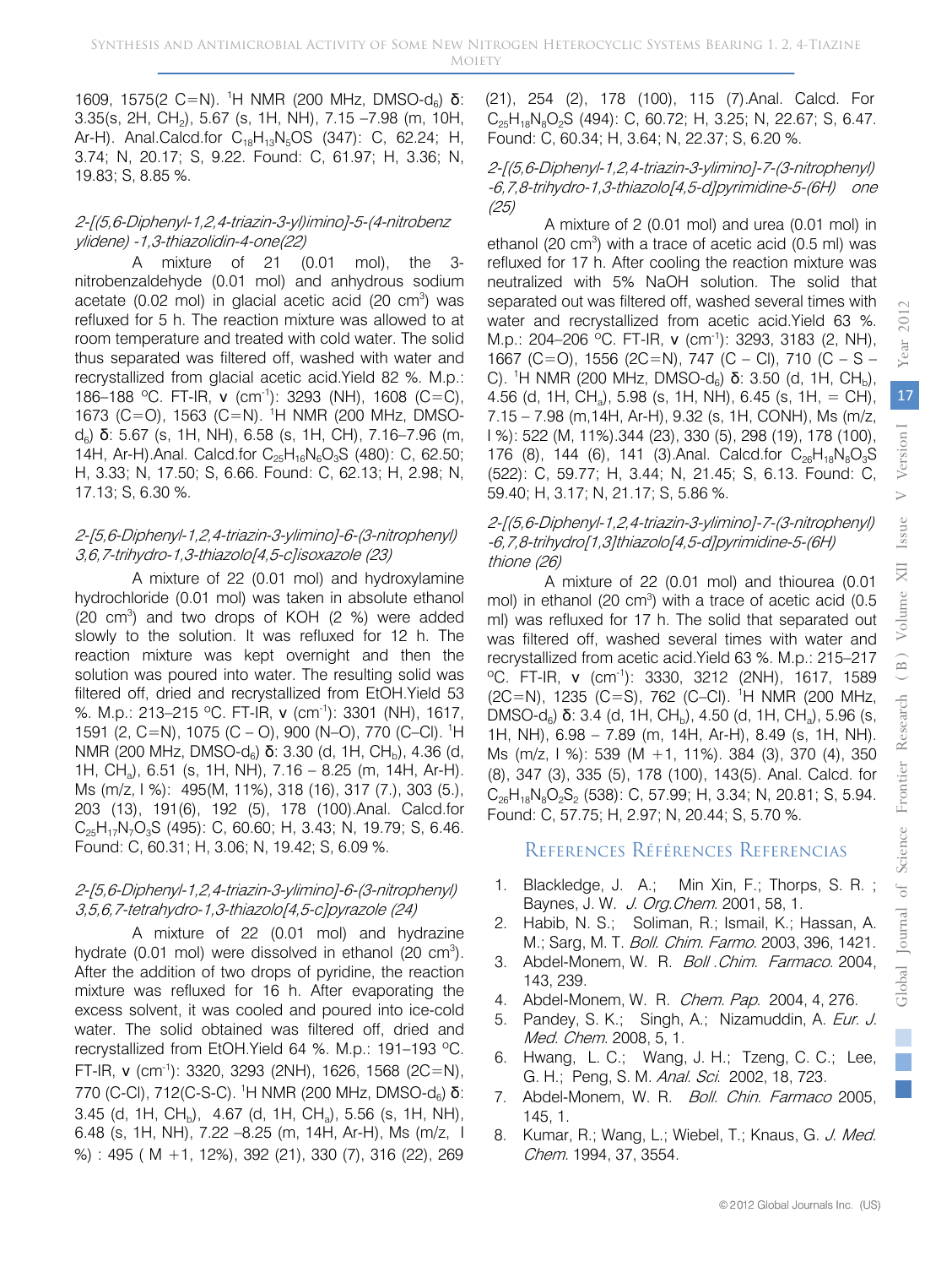1609, 1575(2 C=N). $^1$H NMR (200 MHz, DMSO-$d_6$) δ: 3.35(s, 2H, $CH_2$), 5.67 (s, 1H, NH), 7.15 –7.98 (m, 10H, Ar-H). Anal.Calcd.for $C_{18}H_{13}N_5OS$ (347): C, 62.24; H, 3.74; N, 20.17; S, 9.22. Found: C, 61.97; H, 3.36; N, 19.83; S, 8.85 %.

### *2-[(5,6-Diphenyl-1,2,4-triazin-3-yl)imino]-5-(4-nitrobenzylidene) -1,3-thiazolidin-4-one(22)*

A mixture of 21 (0.01 mol), the 3-nitrobenzaldehyde (0.01 mol) and anhydrous sodium acetate (0.02 mol) in glacial acetic acid (20 $cm^3$) was refluxed for 5 h. The reaction mixture was allowed to at room temperature and treated with cold water. The solid thus separated was filtered off, washed with water and recrystallized from glacial acetic acid.Yield 82 %. M.p.: 186–188 °C. FT-IR, ν ($cm^{-1}$): 3293 (NH), 1608 (C=C), 1673 (C=O), 1563 (C=N). $^1$H NMR (200 MHz, DMSO-$d_6$) δ: 5.67 (s, 1H, NH), 6.58 (s, 1H, CH), 7.16–7.96 (m, 14H, Ar-H).Anal. Calcd.for $C_{25}H_{16}N_6O_3S$ (480): C, 62.50; H, 3.33; N, 17.50; S, 6.66. Found: C, 62.13; H, 2.98; N, 17.13; S, 6.30 %.

### *2-[5,6-Diphenyl-1,2,4-triazin-3-ylimino]-6-(3-nitrophenyl) 3,6,7-trihydro-1,3-thiazolo[4,5-c]isoxazole (23)*

A mixture of 22 (0.01 mol) and hydroxylamine hydrochloride (0.01 mol) was taken in absolute ethanol (20 $cm^3$) and two drops of KOH (2 %) were added slowly to the solution. It was refluxed for 12 h. The reaction mixture was kept overnight and then the solution was poured into water. The resulting solid was filtered off, dried and recrystallized from EtOH.Yield 53 %. M.p.: 213–215 °C. FT-IR, ν ($cm^{-1}$): 3301 (NH), 1617, 1591 (2, C=N), 1075 (C – O), 900 (N–O), 770 (C–Cl). $^1$H NMR (200 MHz, DMSO-$d_6$) δ: 3.30 (d, 1H, $CH_b$), 4.36 (d, 1H, $CH_a$), 6.51 (s, 1H, NH), 7.16 – 8.25 (m, 14H, Ar-H). Ms (m/z, I %): 495(M, 11%), 318 (16), 317 (7.), 303 (5.), 203 (13), 191(6), 192 (5), 178 (100).Anal. Calcd.for $C_{25}H_{17}N_7O_3S$ (495): C, 60.60; H, 3.43; N, 19.79; S, 6.46. Found: C, 60.31; H, 3.06; N, 19.42; S, 6.09 %.

### *2-[5,6-Diphenyl-1,2,4-triazin-3-ylimino]-6-(3-nitrophenyl) 3,5,6,7-tetrahydro-1,3-thiazolo[4,5-c]pyrazole (24)*

A mixture of 22 (0.01 mol) and hydrazine hydrate (0.01 mol) were dissolved in ethanol (20 $cm^3$). After the addition of two drops of pyridine, the reaction mixture was refluxed for 16 h. After evaporating the excess solvent, it was cooled and poured into ice-cold water. The solid obtained was filtered off, dried and recrystallized from EtOH.Yield 64 %. M.p.: 191–193 °C. FT-IR, ν ($cm^{-1}$): 3320, 3293 (2NH), 1626, 1568 (2C=N), 770 (C-Cl), 712(C-S-C). $^1$H NMR (200 MHz, DMSO-$d_6$) δ: 3.45 (d, 1H, $CH_b$), 4.67 (d, 1H, $CH_a$), 5.56 (s, 1H, NH), 6.48 (s, 1H, NH), 7.22 –8.25 (m, 14H, Ar-H), Ms (m/z, I %) : 495 ( M +1, 12%), 392 (21), 330 (7), 316 (22), 269 (21), 254 (2), 178 (100), 115 (7).Anal. Calcd. For $C_{25}H_{18}N_8O_2S$ (494): C, 60.72; H, 3.25; N, 22.67; S, 6.47. Found: C, 60.34; H, 3.64; N, 22.37; S, 6.20 %.

### *2-[(5,6-Diphenyl-1,2,4-triazin-3-ylimino]-7-(3-nitrophenyl) -6,7,8-trihydro-1,3-thiazolo[4,5-d]pyrimidine-5-(6H) one (25)*

A mixture of 2 (0.01 mol) and urea (0.01 mol) in ethanol (20 $cm^3$) with a trace of acetic acid (0.5 ml) was refluxed for 17 h. After cooling the reaction mixture was neutralized with 5% NaOH solution. The solid that separated out was filtered off, washed several times with water and recrystallized from acetic acid.Yield 63 %. M.p.: 204–206 °C. FT-IR, ν ($cm^{-1}$): 3293, 3183 (2, NH), 1667 (C=O), 1556 (2C=N), 747 (C – Cl), 710 (C – S – C). $^1$H NMR (200 MHz, DMSO-$d_6$) δ: 3.50 (d, 1H, $CH_b$), 4.56 (d, 1H, $CH_a$), 5.98 (s, 1H, NH), 6.45 (s, 1H, = CH), 7.15 – 7.98 (m,14H, Ar-H), 9.32 (s, 1H, CONH), Ms (m/z, I %): 522 (M, 11%).344 (23), 330 (5), 298 (19), 178 (100), 176 (8), 144 (6), 141 (3).Anal. Calcd.for $C_{26}H_{18}N_8O_3S$ (522): C, 59.77; H, 3.44; N, 21.45; S, 6.13. Found: C, 59.40; H, 3.17; N, 21.17; S, 5.86 %.

### *2-[(5,6-Diphenyl-1,2,4-triazin-3-ylimino]-7-(3-nitrophenyl) -6,7,8-trihydro[1,3]thiazolo[4,5-d]pyrimidine-5-(6H) thione (26)*

A mixture of 22 (0.01 mol) and thiourea (0.01 mol) in ethanol (20 $cm^3$) with a trace of acetic acid (0.5 ml) was refluxed for 17 h. The solid that separated out was filtered off, washed several times with water and recrystallized from acetic acid.Yield 63 %. M.p.: 215–217 °C. FT-IR, ν ($cm^{-1}$): 3330, 3212 (2NH), 1617, 1589 (2C=N), 1235 (C=S), 762 (C–Cl). $^1$H NMR (200 MHz, DMSO-$d_6$) δ: 3.4 (d, 1H, $CH_b$), 4.50 (d, 1H, $CH_a$), 5.96 (s, 1H, NH), 6.98 – 7.89 (m, 14H, Ar-H), 8.49 (s, 1H, NH). Ms (m/z, I %): 539 (M +1, 11%). 384 (3), 370 (4), 350 (8), 347 (3), 335 (5), 178 (100), 143(5). Anal. Calcd. for $C_{26}H_{18}N_8O_2S_2$ (538): C, 57.99; H, 3.34; N, 20.81; S, 5.94. Found: C, 57.75; H, 2.97; N, 20.44; S, 5.70 %.

## References Références Referencias

1. Blackledge, J. A.; Min Xin, F.; Thorps, S. R. ; Baynes, J. W. *J. Org.Chem.* 2001, 58, 1.
2. Habib, N. S.; Soliman, R.; Ismail, K.; Hassan, A. M.; Sarg, M. T. *Boll. Chim. Farmo.* 2003, 396, 1421.
3. Abdel-Monem, W. R. *Boll .Chim. Farmaco.* 2004, 143, 239.
4. Abdel-Monem, W. R. *Chem. Pap.* 2004, 4, 276.
5. Pandey, S. K.; Singh, A.; Nizamuddin, A. *Eur. J. Med. Chem.* 2008, 5, 1.
6. Hwang, L. C.; Wang, J. H.; Tzeng, C. C.; Lee, G. H.; Peng, S. M. *Anal. Sci.* 2002, 18, 723.
7. Abdel-Monem, W. R. *Boll. Chin. Farmaco* 2005, 145, 1.
8. Kumar, R.; Wang, L.; Wiebel, T.; Knaus, G. *J. Med. Chem.* 1994, 37, 3554.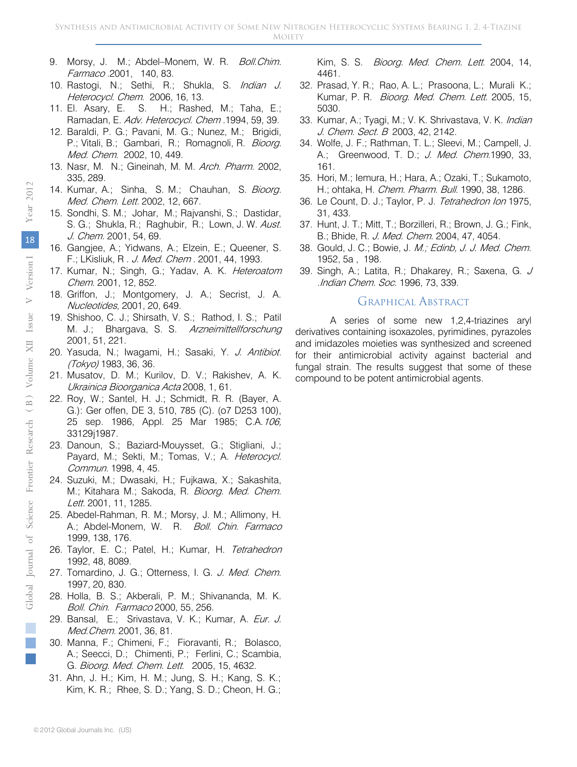9. Morsy, J. M.; Abdel–Monem, W. R. *Boll.Chim. Farmaco* .2001, 140, 83.
10. Rastogi, N.; Sethi, R.; Shukla, S. *Indian J. Heterocycl. Chem.* 2006, 16, 13.
11. El. Asary, E. S. H.; Rashed, M.; Taha, E.; Ramadan, E. *Adv. Heterocycl. Chem* .1994, 59, 39.
12. Baraldi, P. G.; Pavani, M. G.; Nunez, M.; Brigidi, P.; Vitali, B.; Gambari, R.; Romagnoli, R. *Bioorg. Med. Chem.* 2002, 10, 449.
13. Nasr, M. N.; Gineinah, M. M. *Arch. Pharm.* 2002, 335, 289.
14. Kumar, A.; Sinha, S. M.; Chauhan, S. *Bioorg. Med. Chem. Lett.* 2002, 12, 667.
15. Sondhi, S. M.; Johar, M.; Rajvanshi, S.; Dastidar, S. G.; Shukla, R.; Raghubir, R.; Lown, J. W. *Aust. J. Chem.* 2001, 54, 69.
16. Gangjee, A.; Yidwans, A.; Elzein, E.; Queener, S. F.; LKisliuk, R . *J. Med. Chem .* 2001, 44, 1993.
17. Kumar, N.; Singh, G.; Yadav, A. K. *Heteroatom Chem.* 2001, 12, 852.
18. Griffon, J.; Montgomery, J. A.; Secrist, J. A. *Nucleotides*, 2001, 20, 649.
19. Shishoo, C. J.; Shirsath, V. S.; Rathod, I. S.; Patil M. J.; Bhargava, S. S. *Arzneimittellforschung* 2001, 51, 221.
20. Yasuda, N.; Iwagami, H.; Sasaki, Y. *J. Antibiot. (Tokyo)* 1983, 36, 36.
21. Musatov, D. M.; Kurilov, D. V.; Rakishev, A. K. *Ukrainica Bioorganica Acta* 2008, 1, 61.
22. Roy, W.; Santel, H. J.; Schmidt, R. R. (Bayer, A. G.): Ger offen, DE 3, 510, 785 (C). (o7 D253 100), 25 sep. 1986, Appl. 25 Mar 1985; C.A.*106,* 33129j1987.
23. Danoun, S.; Baziard-Mouysset, G.; Stigliani, J.; Payard, M.; Sekti, M.; Tomas, V.; A. *Heterocycl. Commun.* 1998, 4, 45.
24. Suzuki, M.; Dwasaki, H.; Fujkawa, X.; Sakashita, M.; Kitahara M.; Sakoda, R. *Bioorg. Med. Chem. Lett.* 2001, 11, 1285.
25. Abedel-Rahman, R. M.; Morsy, J. M.; Allimony, H. A.; Abdel-Monem, W. R. *Boll. Chin. Farmaco* 1999, 138, 176.
26. Taylor, E. C.; Patel, H.; Kumar, H. *Tetrahedron* 1992, 48, 8089.
27. Tomardino, J. G.; Otterness, I. G. *J. Med. Chem.* 1997, 20, 830.
28. Holla, B. S.; Akberali, P. M.; Shivananda, M. K. *Boll. Chin. Farmaco* 2000, 55, 256.
29. Bansal, E.; Srivastava, V. K.; Kumar, A. *Eur. J. Med.Chem.* 2001, 36, 81.
30. Manna, F.; Chimeni, F.; Fioravanti, R.; Bolasco, A.; Seecci, D.; Chimenti, P.; Ferlini, C.; Scambia, G. *Bioorg. Med. Chem. Lett.* 2005, 15, 4632.
31. Ahn, J. H.; Kim, H. M.; Jung, S. H.; Kang, S. K.; Kim, K. R.; Rhee, S. D.; Yang, S. D.; Cheon, H. G.; Kim, S. S. *Bioorg. Med. Chem. Lett.* 2004, 14, 4461.
32. Prasad, Y. R.; Rao, A. L.; Prasoona, L.; Murali K.; Kumar, P. R. *Bioorg. Med. Chem. Lett.* 2005, 15, 5030.
33. Kumar, A.; Tyagi, M.; V. K. Shrivastava, V. K. *Indian J. Chem. Sect. B* 2003, 42, 2142.
34. Wolfe, J. F.; Rathman, T. L.; Sleevi, M.; Campell, J. A.; Greenwood, T. D.; *J. Med. Chem.*1990, 33, 161.
35. Hori, M.; Iemura, H.; Hara, A.; Ozaki, T.; Sukamoto, H.; ohtaka, H. *Chem. Pharm. Bull.* 1990, 38, 1286.
36. Le Count, D. J.; Taylor, P. J. *Tetrahedron Ion* 1975, 31, 433.
37. Hunt, J. T.; Mitt, T.; Borzilleri, R.; Brown, J. G.; Fink, B.; Bhide, R. *J. Med. Chem.* 2004, 47, 4054.
38. Gould, J. C.; Bowie, J. *M.; Edinb, J. J. Med. Chem.* 1952, 5a , 198.
39. Singh, A.; Latita, R.; Dhakarey, R.; Saxena, G. *J .Indian Chem. Soc.* 1996, 73, 339.

## Graphical Abstract

A series of some new 1,2,4-triazines aryl derivatives containing isoxazoles, pyrimidines, pyrazoles and imidazoles moieties was synthesized and screened for their antimicrobial activity against bacterial and fungal strain. The results suggest that some of these compound to be potent antimicrobial agents.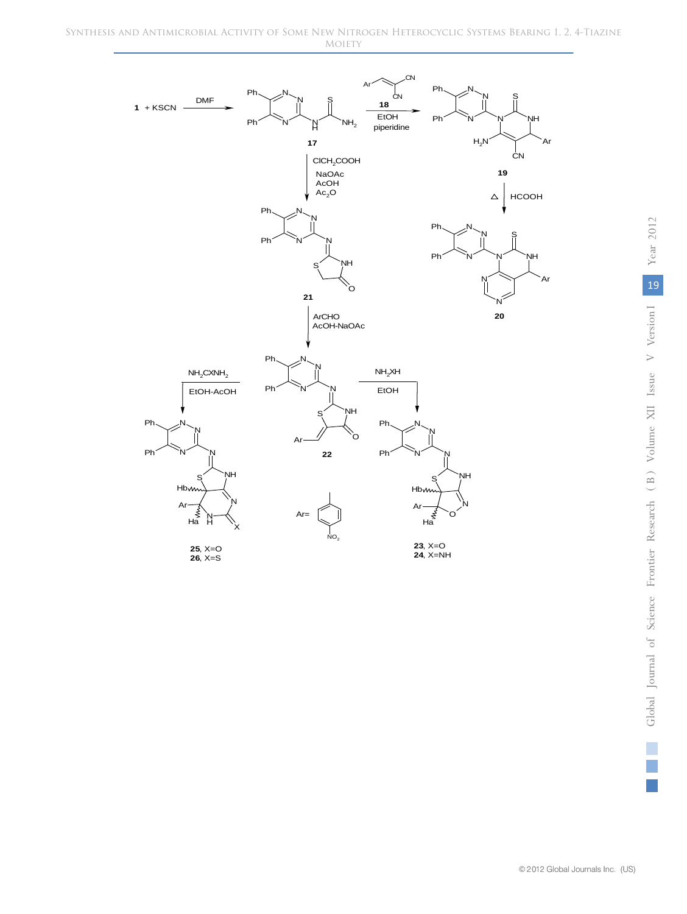1 + KSCN

DMF

17

18

EtOH

piperidine

19

$\Delta$ HCOOH

20

$ClCH_2COOH$

NaOAc

AcOH

$Ac_2O$

21

ArCHO

AcOH-NaOAc

22

$NH_2CXNH_2$

EtOH-AcOH

$NH_2XH$

EtOH

Ar=

$NO_2$

**25**, X=O

**26**, X=S

**23**, X=O

**24**, X=NH